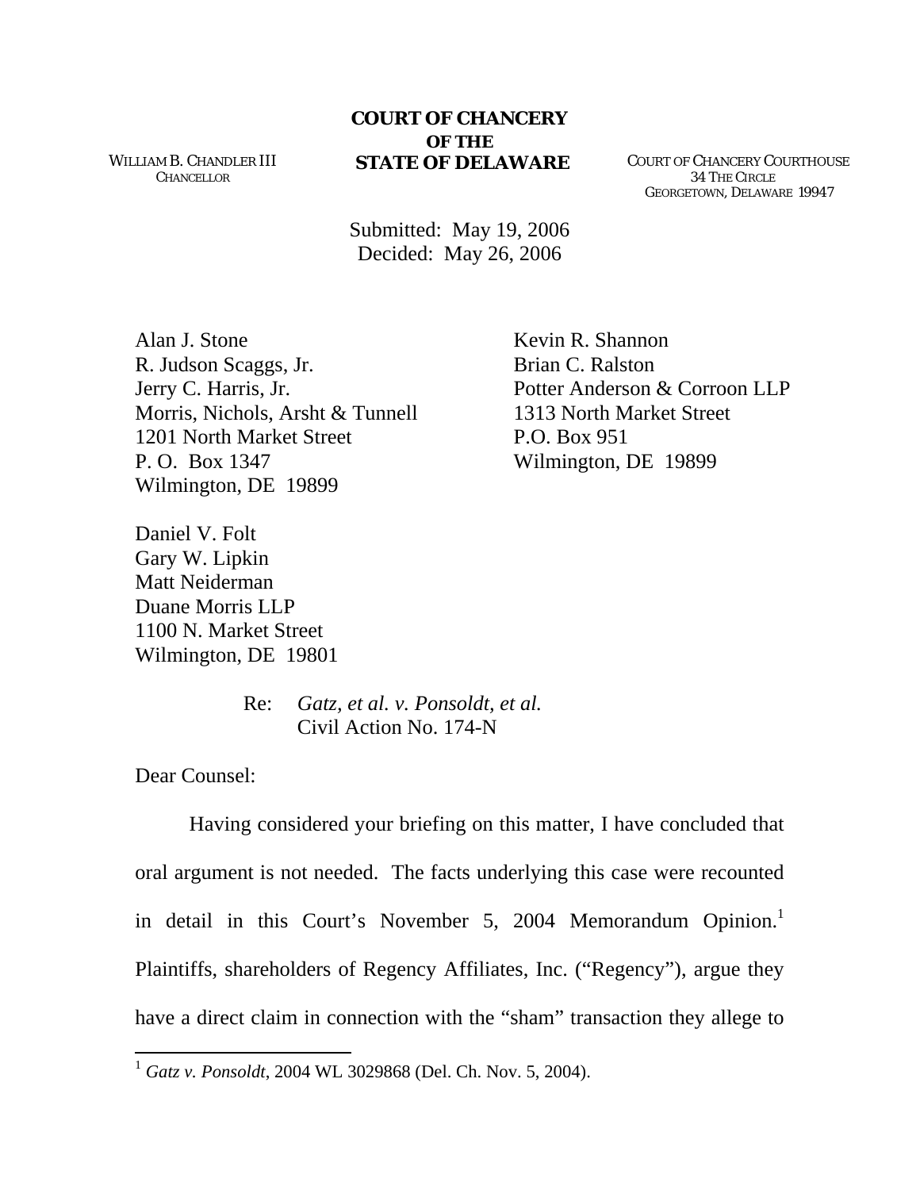WILLIAM B. CHANDLER III
CHANCELLOR

**COURT OF CHANCERY**
**OF THE**
**STATE OF DELAWARE**

COURT OF CHANCERY COURTHOUSE
34 THE CIRCLE
GEORGETOWN, DELAWARE 19947

Submitted: May 19, 2006
Decided: May 26, 2006

Alan J. Stone
R. Judson Scaggs, Jr.
Jerry C. Harris, Jr.
Morris, Nichols, Arsht & Tunnell
1201 North Market Street
P. O. Box 1347
Wilmington, DE 19899

Kevin R. Shannon
Brian C. Ralston
Potter Anderson & Corroon LLP
1313 North Market Street
P.O. Box 951
Wilmington, DE 19899

Daniel V. Folt
Gary W. Lipkin
Matt Neiderman
Duane Morris LLP
1100 N. Market Street
Wilmington, DE 19801

Re: *Gatz, et al. v. Ponsoldt, et al.*
Civil Action No. 174-N

Dear Counsel:

Having considered your briefing on this matter, I have concluded that oral argument is not needed. The facts underlying this case were recounted in detail in this Court's November 5, 2004 Memorandum Opinion.[1] Plaintiffs, shareholders of Regency Affiliates, Inc. ("Regency"), argue they have a direct claim in connection with the "sham" transaction they allege to

[1] *Gatz v. Ponsoldt*, 2004 WL 3029868 (Del. Ch. Nov. 5, 2004).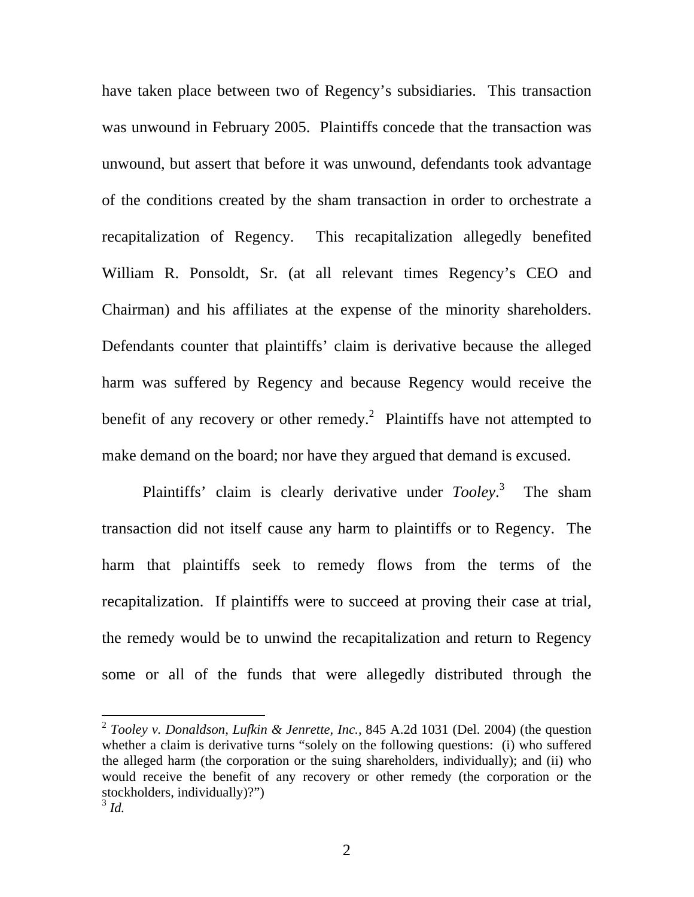have taken place between two of Regency's subsidiaries. This transaction was unwound in February 2005. Plaintiffs concede that the transaction was unwound, but assert that before it was unwound, defendants took advantage of the conditions created by the sham transaction in order to orchestrate a recapitalization of Regency. This recapitalization allegedly benefited William R. Ponsoldt, Sr. (at all relevant times Regency's CEO and Chairman) and his affiliates at the expense of the minority shareholders. Defendants counter that plaintiffs' claim is derivative because the alleged harm was suffered by Regency and because Regency would receive the benefit of any recovery or other remedy.[2] Plaintiffs have not attempted to make demand on the board; nor have they argued that demand is excused.

Plaintiffs' claim is clearly derivative under *Tooley*.[3] The sham transaction did not itself cause any harm to plaintiffs or to Regency. The harm that plaintiffs seek to remedy flows from the terms of the recapitalization. If plaintiffs were to succeed at proving their case at trial, the remedy would be to unwind the recapitalization and return to Regency some or all of the funds that were allegedly distributed through the

---

[2] *Tooley v. Donaldson, Lufkin & Jenrette, Inc.*, 845 A.2d 1031 (Del. 2004) (the question whether a claim is derivative turns "solely on the following questions: (i) who suffered the alleged harm (the corporation or the suing shareholders, individually); and (ii) who would receive the benefit of any recovery or other remedy (the corporation or the stockholders, individually)?")

[3] *Id.*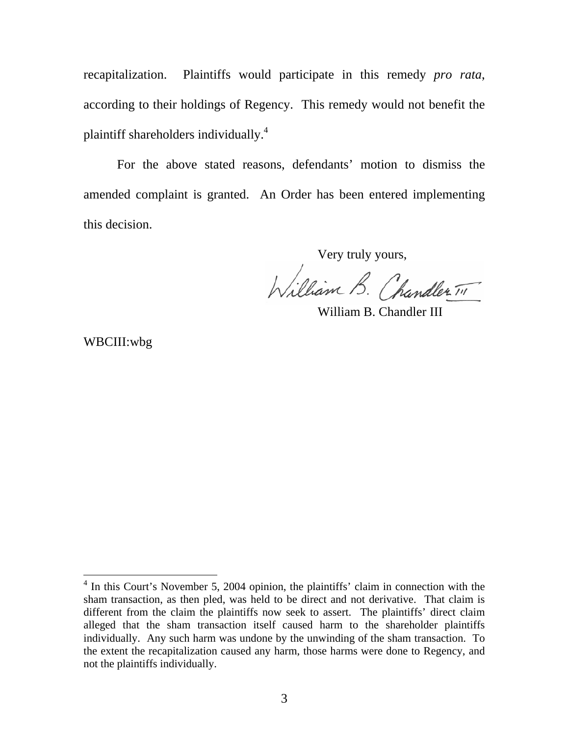recapitalization. Plaintiffs would participate in this remedy *pro rata*, according to their holdings of Regency. This remedy would not benefit the plaintiff shareholders individually.[4]

For the above stated reasons, defendants' motion to dismiss the amended complaint is granted. An Order has been entered implementing this decision.

Very truly yours,

William B. Chandler III

William B. Chandler III

WBCIII:wbg

---

[4] In this Court's November 5, 2004 opinion, the plaintiffs' claim in connection with the sham transaction, as then pled, was held to be direct and not derivative. That claim is different from the claim the plaintiffs now seek to assert. The plaintiffs' direct claim alleged that the sham transaction itself caused harm to the shareholder plaintiffs individually. Any such harm was undone by the unwinding of the sham transaction. To the extent the recapitalization caused any harm, those harms were done to Regency, and not the plaintiffs individually.